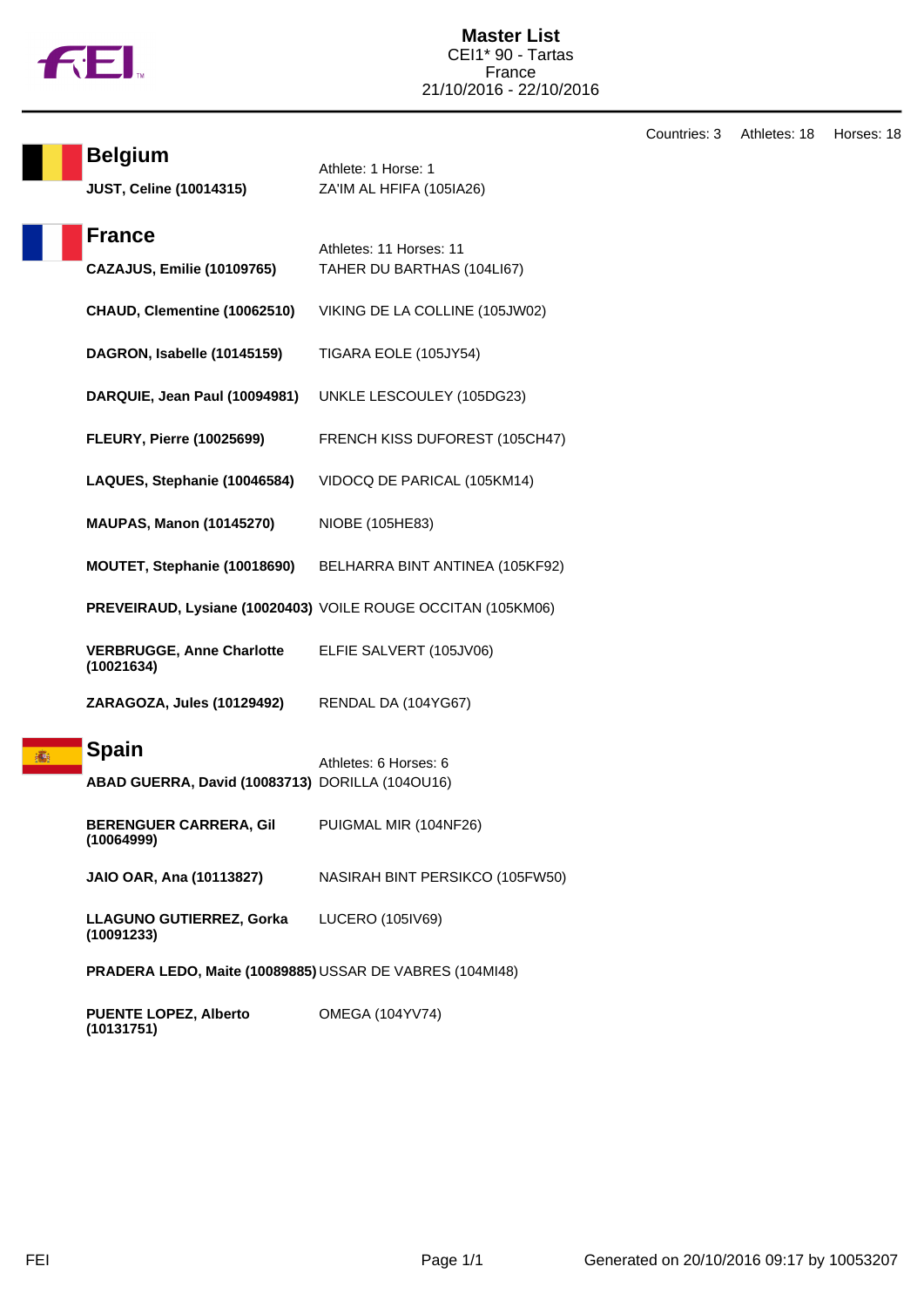# Master List

CEI1* 90 - Tartas
France
21/10/2016 - 22/10/2016

Countries: 3 Athletes: 18 Horses: 18

## Belgium

Athlete: 1 Horse: 1

| Athlete | Horse |
|---|---|
| **JUST, Celine (10014315)** | ZA'IM AL HFIFA (105IA26) |

## France

Athletes: 11 Horses: 11

| Athlete | Horse |
|---|---|
| **CAZAJUS, Emilie (10109765)** | TAHER DU BARTHAS (104LI67) |
| **CHAUD, Clementine (10062510)** | VIKING DE LA COLLINE (105JW02) |
| **DAGRON, Isabelle (10145159)** | TIGARA EOLE (105JY54) |
| **DARQUIE, Jean Paul (10094981)** | UNKLE LESCOULEY (105DG23) |
| **FLEURY, Pierre (10025699)** | FRENCH KISS DUFOREST (105CH47) |
| **LAQUES, Stephanie (10046584)** | VIDOCQ DE PARICAL (105KM14) |
| **MAUPAS, Manon (10145270)** | NIOBE (105HE83) |
| **MOUTET, Stephanie (10018690)** | BELHARRA BINT ANTINEA (105KF92) |
| **PREVEIRAUD, Lysiane (10020403)** | VOILE ROUGE OCCITAN (105KM06) |
| **VERBRUGGE, Anne Charlotte (10021634)** | ELFIE SALVERT (105JV06) |
| **ZARAGOZA, Jules (10129492)** | RENDAL DA (104YG67) |

## Spain

Athletes: 6 Horses: 6

| Athlete | Horse |
|---|---|
| **ABAD GUERRA, David (10083713)** | DORILLA (104OU16) |
| **BERENGUER CARRERA, Gil (10064999)** | PUIGMAL MIR (104NF26) |
| **JAIO OAR, Ana (10113827)** | NASIRAH BINT PERSIKCO (105FW50) |
| **LLAGUNO GUTIERREZ, Gorka (10091233)** | LUCERO (105IV69) |
| **PRADERA LEDO, Maite (10089885)** | USSAR DE VABRES (104MI48) |
| **PUENTE LOPEZ, Alberto (10131751)** | OMEGA (104YV74) |

Generated on 20/10/2016 09:17 by 10053207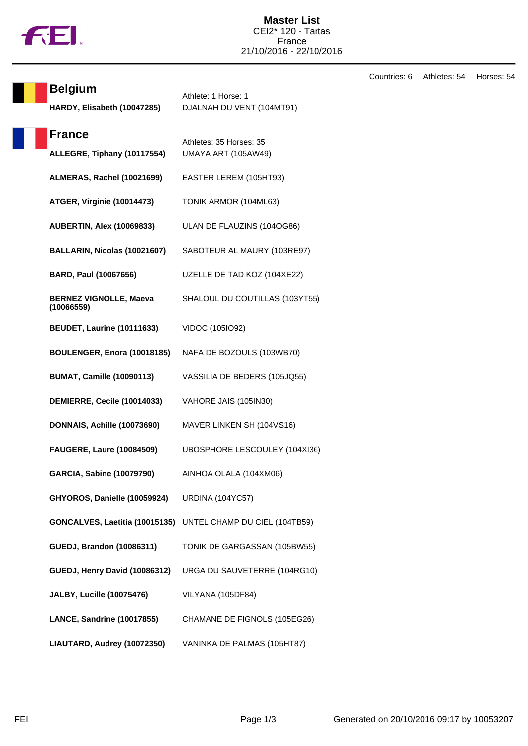# Master List

CEI2* 120 - Tartas
France
21/10/2016 - 22/10/2016

Countries: 6 Athletes: 54 Horses: 54

## Belgium

Athlete: 1 Horse: 1

| Athlete | Horse |
|---|---|
| **HARDY, Elisabeth (10047285)** | DJALNAH DU VENT (104MT91) |

## France

Athletes: 35 Horses: 35

| Athlete | Horse |
|---|---|
| **ALLEGRE, Tiphany (10117554)** | UMAYA ART (105AW49) |
| **ALMERAS, Rachel (10021699)** | EASTER LEREM (105HT93) |
| **ATGER, Virginie (10014473)** | TONIK ARMOR (104ML63) |
| **AUBERTIN, Alex (10069833)** | ULAN DE FLAUZINS (104OG86) |
| **BALLARIN, Nicolas (10021607)** | SABOTEUR AL MAURY (103RE97) |
| **BARD, Paul (10067656)** | UZELLE DE TAD KOZ (104XE22) |
| **BERNEZ VIGNOLLE, Maeva (10066559)** | SHALOUL DU COUTILLAS (103YT55) |
| **BEUDET, Laurine (10111633)** | VIDOC (105IO92) |
| **BOULENGER, Enora (10018185)** | NAFA DE BOZOULS (103WB70) |
| **BUMAT, Camille (10090113)** | VASSILIA DE BEDERS (105JQ55) |
| **DEMIERRE, Cecile (10014033)** | VAHORE JAIS (105IN30) |
| **DONNAIS, Achille (10073690)** | MAVER LINKEN SH (104VS16) |
| **FAUGERE, Laure (10084509)** | UBOSPHORE LESCOULEY (104XI36) |
| **GARCIA, Sabine (10079790)** | AINHOA OLALA (104XM06) |
| **GHYOROS, Danielle (10059924)** | URDINA (104YC57) |
| **GONCALVES, Laetitia (10015135)** | UNTEL CHAMP DU CIEL (104TB59) |
| **GUEDJ, Brandon (10086311)** | TONIK DE GARGASSAN (105BW55) |
| **GUEDJ, Henry David (10086312)** | URGA DU SAUVETERRE (104RG10) |
| **JALBY, Lucille (10075476)** | VILYANA (105DF84) |
| **LANCE, Sandrine (10017855)** | CHAMANE DE FIGNOLS (105EG26) |
| **LIAUTARD, Audrey (10072350)** | VANINKA DE PALMAS (105HT87) |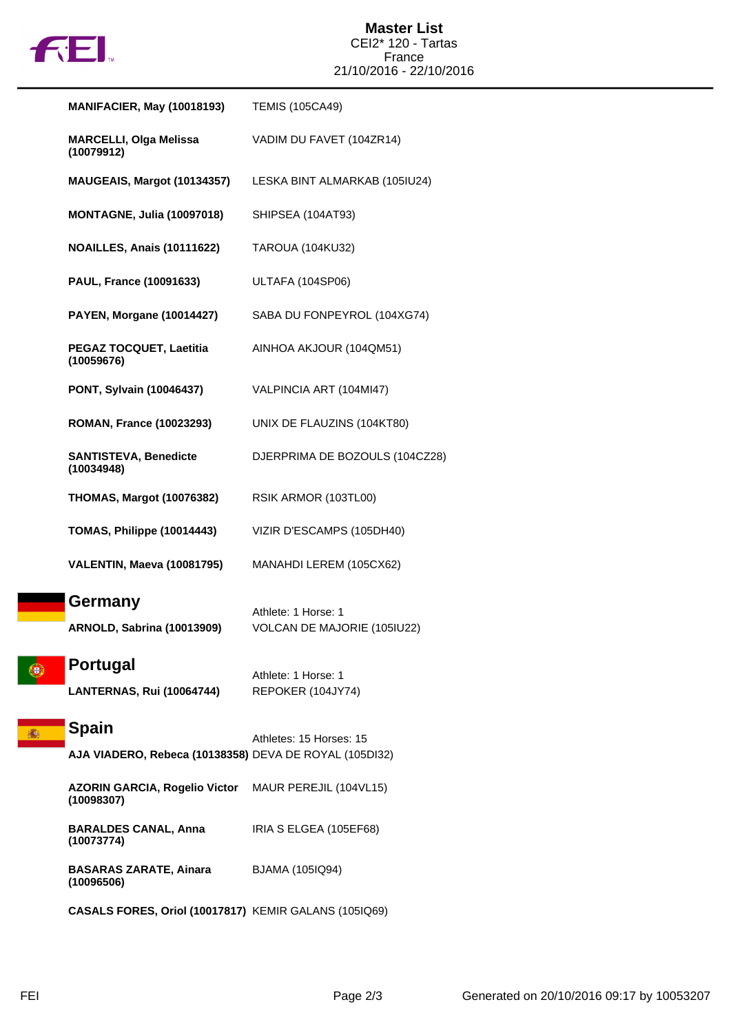# Master List

CEI2* 120 - Tartas
France
21/10/2016 - 22/10/2016

| Athlete | Horse |
|---|---|
| **MANIFACIER, May (10018193)** | TEMIS (105CA49) |
| **MARCELLI, Olga Melissa (10079912)** | VADIM DU FAVET (104ZR14) |
| **MAUGEAIS, Margot (10134357)** | LESKA BINT ALMARKAB (105IU24) |
| **MONTAGNE, Julia (10097018)** | SHIPSEA (104AT93) |
| **NOAILLES, Anais (10111622)** | TAROUA (104KU32) |
| **PAUL, France (10091633)** | ULTAFA (104SP06) |
| **PAYEN, Morgane (10014427)** | SABA DU FONPEYROL (104XG74) |
| **PEGAZ TOCQUET, Laetitia (10059676)** | AINHOA AKJOUR (104QM51) |
| **PONT, Sylvain (10046437)** | VALPINCIA ART (104MI47) |
| **ROMAN, France (10023293)** | UNIX DE FLAUZINS (104KT80) |
| **SANTISTEVA, Benedicte (10034948)** | DJERPRIMA DE BOZOULS (104CZ28) |
| **THOMAS, Margot (10076382)** | RSIK ARMOR (103TL00) |
| **TOMAS, Philippe (10014443)** | VIZIR D'ESCAMPS (105DH40) |
| **VALENTIN, Maeva (10081795)** | MANAHDI LEREM (105CX62) |

## Germany

Athlete: 1 Horse: 1

| Athlete | Horse |
|---|---|
| **ARNOLD, Sabrina (10013909)** | VOLCAN DE MAJORIE (105IU22) |

## Portugal

Athlete: 1 Horse: 1

| Athlete | Horse |
|---|---|
| **LANTERNAS, Rui (10064744)** | REPOKER (104JY74) |

## Spain

Athletes: 15 Horses: 15

| Athlete | Horse |
|---|---|
| **AJA VIADERO, Rebeca (10138358)** | DEVA DE ROYAL (105DI32) |
| **AZORIN GARCIA, Rogelio Victor (10098307)** | MAUR PEREJIL (104VL15) |
| **BARALDES CANAL, Anna (10073774)** | IRIA S ELGEA (105EF68) |
| **BASARAS ZARATE, Ainara (10096506)** | BJAMA (105IQ94) |
| **CASALS FORES, Oriol (10017817)** | KEMIR GALANS (105IQ69) |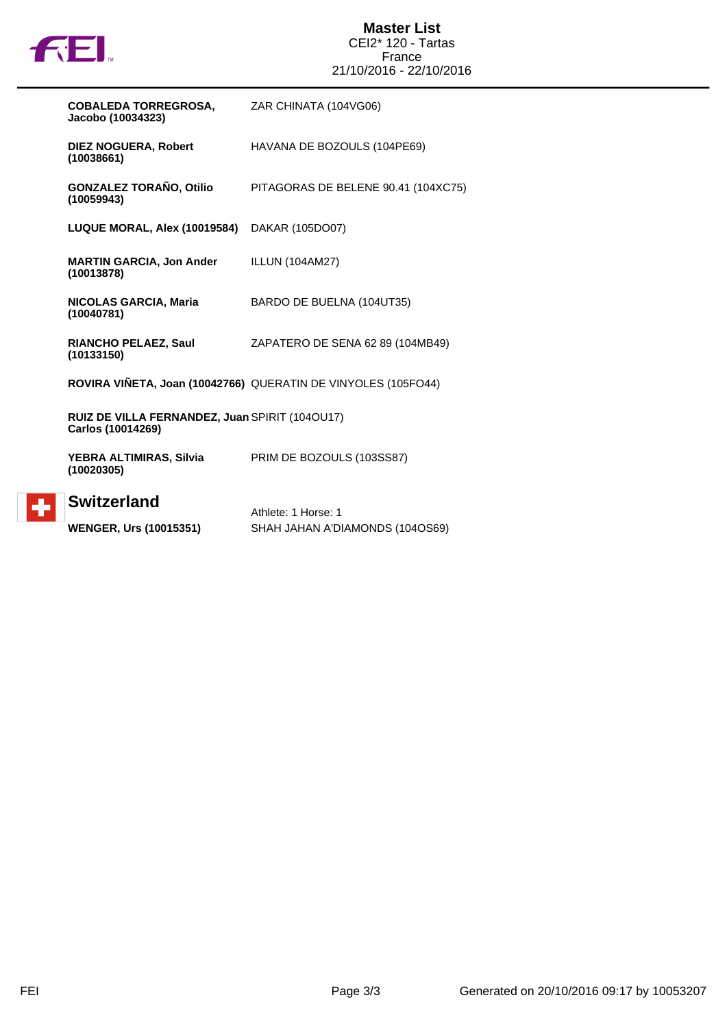| | |
|---|---|
| **COBALEDA TORREGROSA, Jacobo (10034323)** | ZAR CHINATA (104VG06) |
| **DIEZ NOGUERA, Robert (10038661)** | HAVANA DE BOZOULS (104PE69) |
| **GONZALEZ TORAÑO, Otilio (10059943)** | PITAGORAS DE BELENE 90.41 (104XC75) |
| **LUQUE MORAL, Alex (10019584)** | DAKAR (105DO07) |
| **MARTIN GARCIA, Jon Ander (10013878)** | ILLUN (104AM27) |
| **NICOLAS GARCIA, Maria (10040781)** | BARDO DE BUELNA (104UT35) |
| **RIANCHO PELAEZ, Saul (10133150)** | ZAPATERO DE SENA 62 89 (104MB49) |
| **ROVIRA VIÑETA, Joan (10042766)** | QUERATIN DE VINYOLES (105FO44) |
| **RUIZ DE VILLA FERNANDEZ, Juan Carlos (10014269)** | SPIRIT (104OU17) |
| **YEBRA ALTIMIRAS, Silvia (10020305)** | PRIM DE BOZOULS (103SS87) |

## Switzerland

Athlete: 1 Horse: 1

| | |
|---|---|
| **WENGER, Urs (10015351)** | SHAH JAHAN A'DIAMONDS (104OS69) |